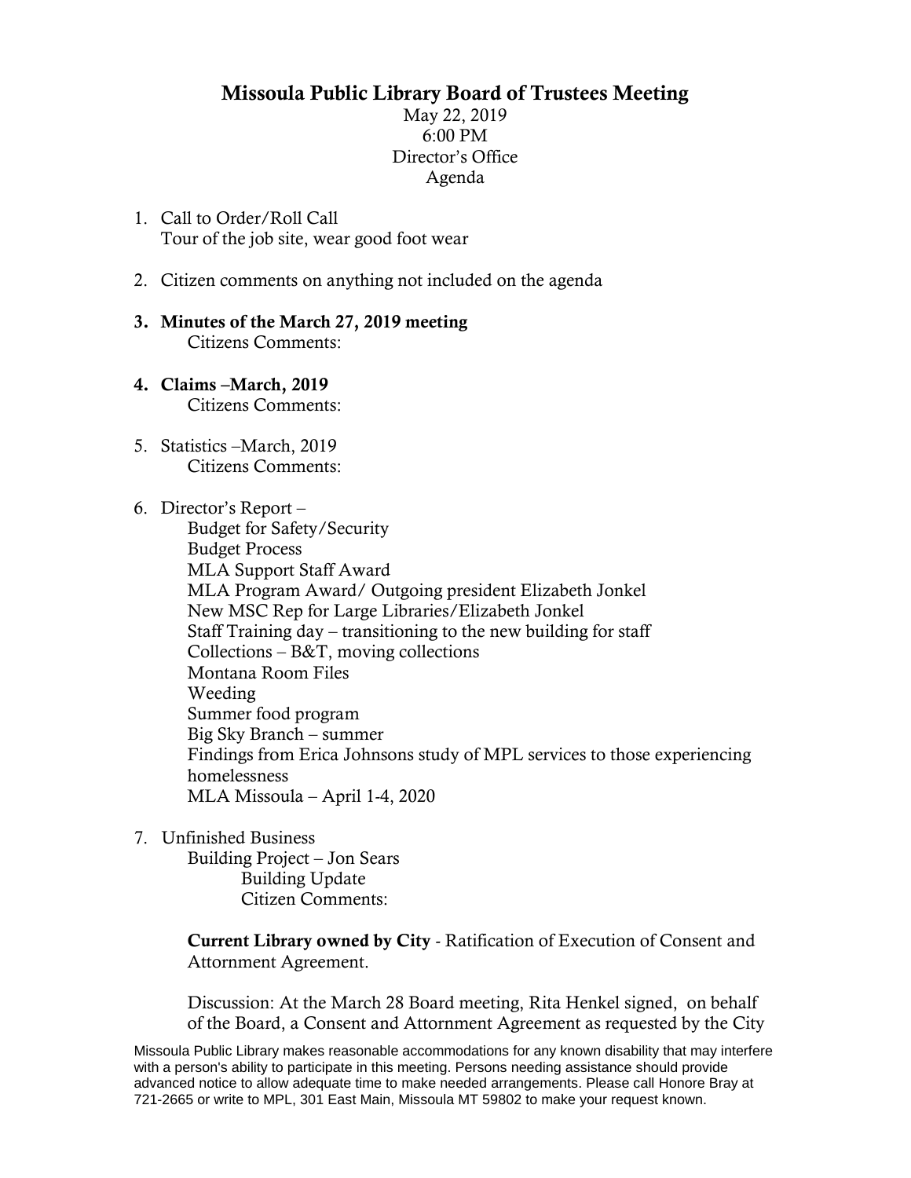# Missoula Public Library Board of Trustees Meeting

May 22, 2019
6:00 PM
Director's Office
Agenda

1. Call to Order/Roll Call
   Tour of the job site, wear good foot wear

2. Citizen comments on anything not included on the agenda

3. **Minutes of the March 27, 2019 meeting**
   Citizens Comments:

4. **Claims –March, 2019**
   Citizens Comments:

5. Statistics –March, 2019
   Citizens Comments:

6. Director's Report –
   Budget for Safety/Security
   Budget Process
   MLA Support Staff Award
   MLA Program Award/ Outgoing president Elizabeth Jonkel
   New MSC Rep for Large Libraries/Elizabeth Jonkel
   Staff Training day – transitioning to the new building for staff
   Collections – B&T, moving collections
   Montana Room Files
   Weeding
   Summer food program
   Big Sky Branch – summer
   Findings from Erica Johnsons study of MPL services to those experiencing homelessness
   MLA Missoula – April 1-4, 2020

7. Unfinished Business
   Building Project – Jon Sears
      Building Update
      Citizen Comments:

   **Current Library owned by City** - Ratification of Execution of Consent and Attornment Agreement.

   Discussion: At the March 28 Board meeting, Rita Henkel signed, on behalf of the Board, a Consent and Attornment Agreement as requested by the City

Missoula Public Library makes reasonable accommodations for any known disability that may interfere with a person's ability to participate in this meeting. Persons needing assistance should provide advanced notice to allow adequate time to make needed arrangements. Please call Honore Bray at 721-2665 or write to MPL, 301 East Main, Missoula MT 59802 to make your request known.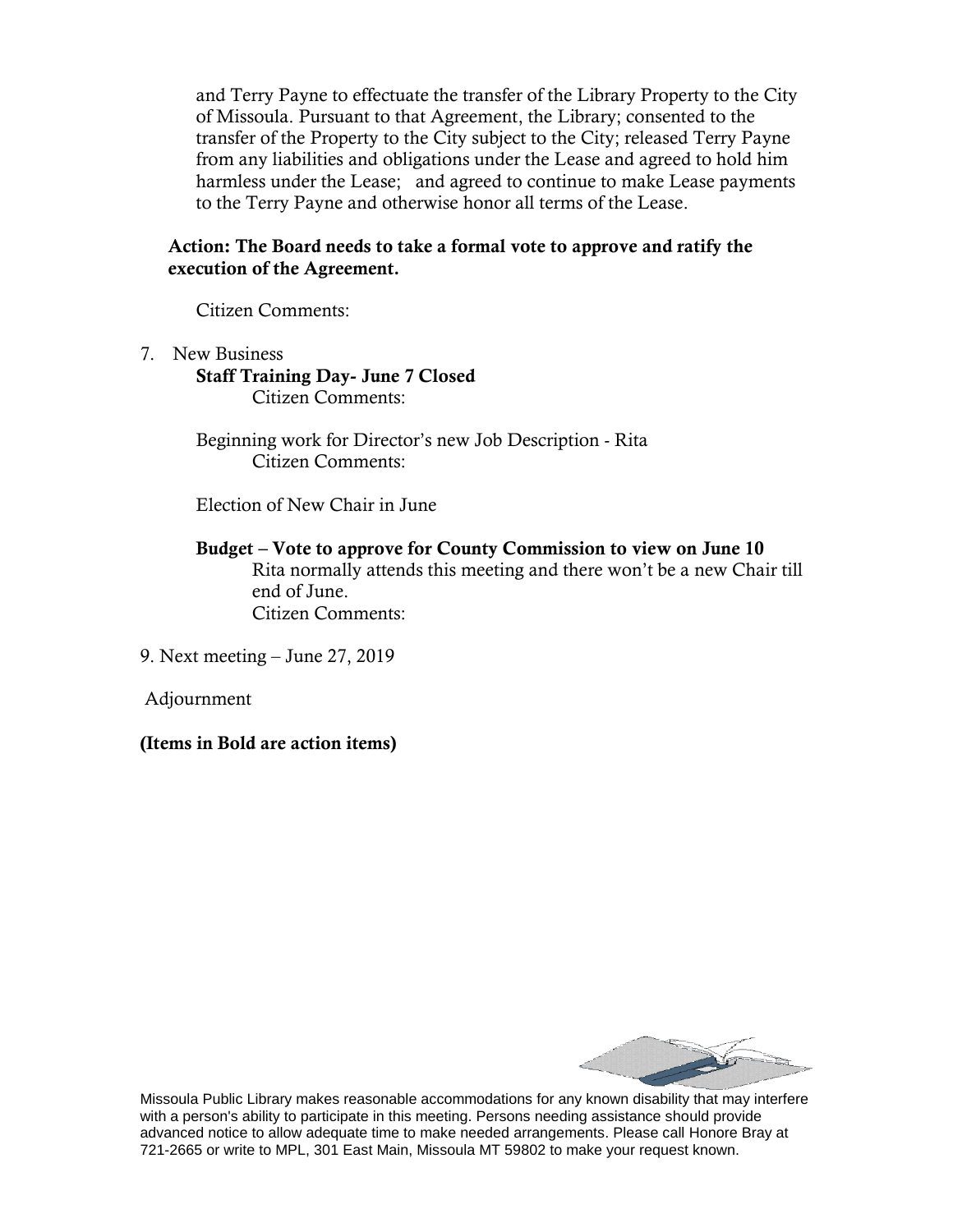and Terry Payne to effectuate the transfer of the Library Property to the City of Missoula. Pursuant to that Agreement, the Library; consented to the transfer of the Property to the City subject to the City; released Terry Payne from any liabilities and obligations under the Lease and agreed to hold him harmless under the Lease;   and agreed to continue to make Lease payments to the Terry Payne and otherwise honor all terms of the Lease.

**Action: The Board needs to take a formal vote to approve and ratify the execution of the Agreement.**

Citizen Comments:

7. New Business

**Staff Training Day- June 7 Closed**

Citizen Comments:

Beginning work for Director's new Job Description - Rita

Citizen Comments:

Election of New Chair in June

**Budget – Vote to approve for County Commission to view on June 10**

Rita normally attends this meeting and there won't be a new Chair till end of June.

Citizen Comments:

9. Next meeting – June 27, 2019

Adjournment

**(Items in Bold are action items)**

Missoula Public Library makes reasonable accommodations for any known disability that may interfere with a person's ability to participate in this meeting. Persons needing assistance should provide advanced notice to allow adequate time to make needed arrangements. Please call Honore Bray at 721-2665 or write to MPL, 301 East Main, Missoula MT 59802 to make your request known.